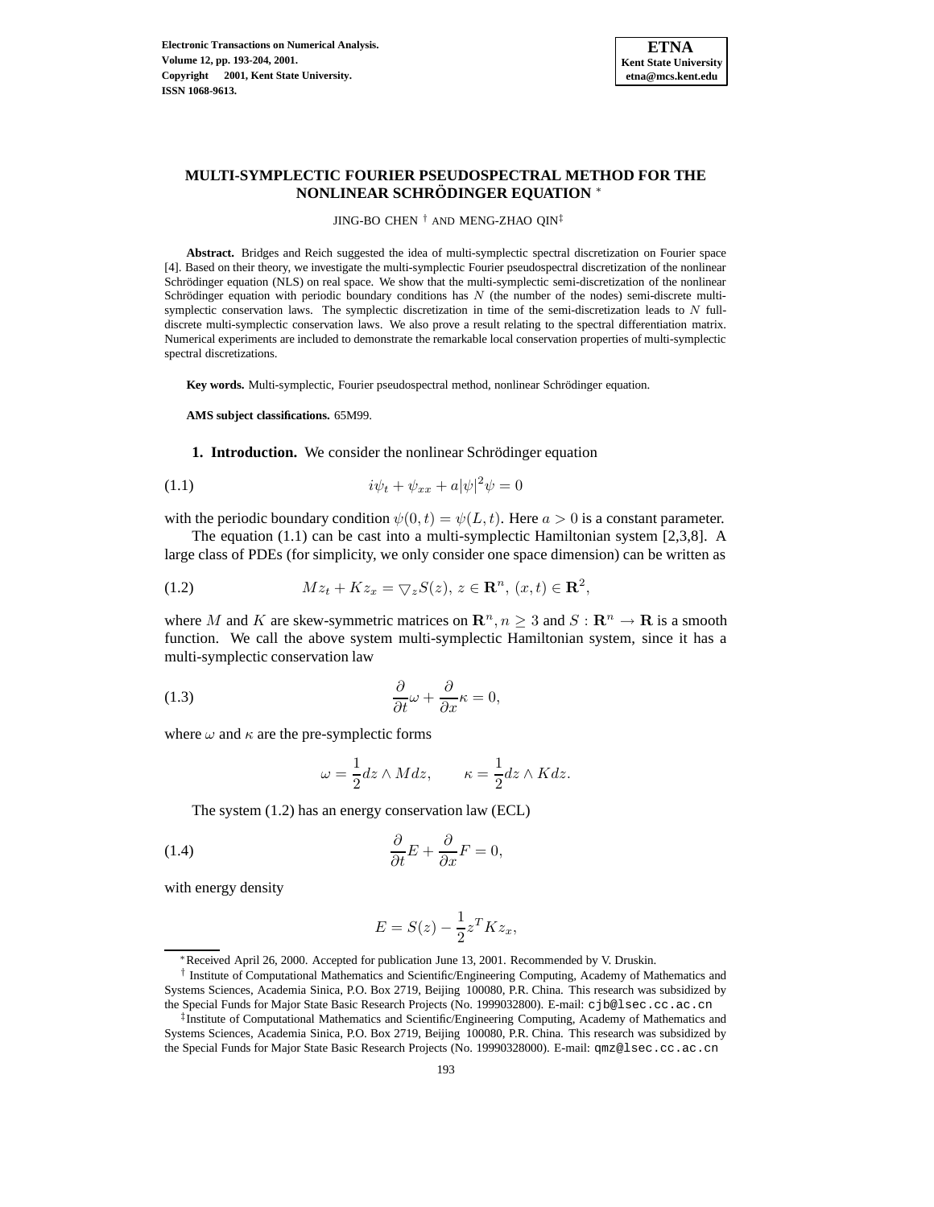# MULTI-SYMPLECTIC FOURIER PSEUDOSPECTRAL METHOD FOR THE NONLINEAR SCHRÖDINGER EQUATION *

JING-BO CHEN † AND MENG-ZHAO QIN‡

**Abstract.** Bridges and Reich suggested the idea of multi-symplectic spectral discretization on Fourier space [4]. Based on their theory, we investigate the multi-symplectic Fourier pseudospectral discretization of the nonlinear Schrödinger equation (NLS) on real space. We show that the multi-symplectic semi-discretization of the nonlinear Schrödinger equation with periodic boundary conditions has $N$ (the number of the nodes) semi-discrete multi-symplectic conservation laws. The symplectic discretization in time of the semi-discretization leads to $N$ full-discrete multi-symplectic conservation laws. We also prove a result relating to the spectral differentiation matrix. Numerical experiments are included to demonstrate the remarkable local conservation properties of multi-symplectic spectral discretizations.

**Key words.** Multi-symplectic, Fourier pseudospectral method, nonlinear Schrödinger equation.

**AMS subject classifications.** 65M99.

**1. Introduction.** We consider the nonlinear Schrödinger equation

$$i\psi_t + \psi_{xx} + a|\psi|^2\psi = 0 \tag{1.1}$$

with the periodic boundary condition $\psi(0,t) = \psi(L,t)$. Here $a > 0$ is a constant parameter.

The equation (1.1) can be cast into a multi-symplectic Hamiltonian system [2,3,8]. A large class of PDEs (for simplicity, we only consider one space dimension) can be written as

$$Mz_t + Kz_x = \bigtriangledown_z S(z),\ z \in \mathbf{R}^n,\ (x,t) \in \mathbf{R}^2, \tag{1.2}$$

where $M$ and $K$ are skew-symmetric matrices on $\mathbf{R}^n, n \geq 3$ and $S : \mathbf{R}^n \to \mathbf{R}$ is a smooth function. We call the above system multi-symplectic Hamiltonian system, since it has a multi-symplectic conservation law

$$\frac{\partial}{\partial t}\omega + \frac{\partial}{\partial x}\kappa = 0, \tag{1.3}$$

where $\omega$ and $\kappa$ are the pre-symplectic forms

$$\omega = \frac{1}{2}dz \wedge Mdz, \qquad \kappa = \frac{1}{2}dz \wedge Kdz.$$

The system (1.2) has an energy conservation law (ECL)

$$\frac{\partial}{\partial t}E + \frac{\partial}{\partial x}F = 0, \tag{1.4}$$

with energy density

$$E = S(z) - \frac{1}{2}z^T K z_x,$$

*Received April 26, 2000. Accepted for publication June 13, 2001. Recommended by V. Druskin.

† Institute of Computational Mathematics and Scientific/Engineering Computing, Academy of Mathematics and Systems Sciences, Academia Sinica, P.O. Box 2719, Beijing 100080, P.R. China. This research was subsidized by the Special Funds for Major State Basic Research Projects (No. 1999032800). E-mail: cjb@lsec.cc.ac.cn

‡ Institute of Computational Mathematics and Scientific/Engineering Computing, Academy of Mathematics and Systems Sciences, Academia Sinica, P.O. Box 2719, Beijing 100080, P.R. China. This research was subsidized by the Special Funds for Major State Basic Research Projects (No. 19990328000). E-mail: qmz@lsec.cc.ac.cn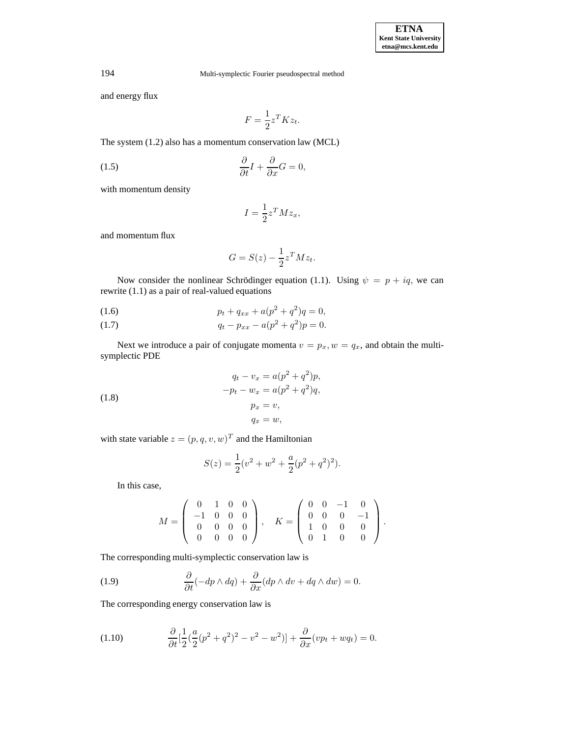and energy flux

$$F = \frac{1}{2} z^T K z_t.$$

The system (1.2) also has a momentum conservation law (MCL)

$$\frac{\partial}{\partial t} I + \frac{\partial}{\partial x} G = 0, \tag{1.5}$$

with momentum density

$$I = \frac{1}{2} z^T M z_x,$$

and momentum flux

$$G = S(z) - \frac{1}{2} z^T M z_t.$$

Now consider the nonlinear Schrödinger equation (1.1). Using $\psi = p + iq$, we can rewrite (1.1) as a pair of real-valued equations

$$p_t + q_{xx} + a(p^2 + q^2)q = 0, \tag{1.6}$$

$$q_t - p_{xx} - a(p^2 + q^2)p = 0. \tag{1.7}$$

Next we introduce a pair of conjugate momenta $v = p_x, w = q_x$, and obtain the multi-symplectic PDE

$$\begin{aligned} q_t - v_x &= a(p^2 + q^2)p, \\ -p_t - w_x &= a(p^2 + q^2)q, \\ p_x &= v, \\ q_x &= w, \end{aligned} \tag{1.8}$$

with state variable $z = (p, q, v, w)^T$ and the Hamiltonian

$$S(z) = \frac{1}{2}(v^2 + w^2 + \frac{a}{2}(p^2 + q^2)^2).$$

In this case,

$$M = \begin{pmatrix} 0 & 1 & 0 & 0 \\ -1 & 0 & 0 & 0 \\ 0 & 0 & 0 & 0 \\ 0 & 0 & 0 & 0 \end{pmatrix}, \quad K = \begin{pmatrix} 0 & 0 & -1 & 0 \\ 0 & 0 & 0 & -1 \\ 1 & 0 & 0 & 0 \\ 0 & 1 & 0 & 0 \end{pmatrix}.$$

The corresponding multi-symplectic conservation law is

$$\frac{\partial}{\partial t}(-dp \wedge dq) + \frac{\partial}{\partial x}(dp \wedge dv + dq \wedge dw) = 0. \tag{1.9}$$

The corresponding energy conservation law is

$$\frac{\partial}{\partial t}[\frac{1}{2}(\frac{a}{2}(p^2 + q^2)^2 - v^2 - w^2)] + \frac{\partial}{\partial x}(vp_t + wq_t) = 0. \tag{1.10}$$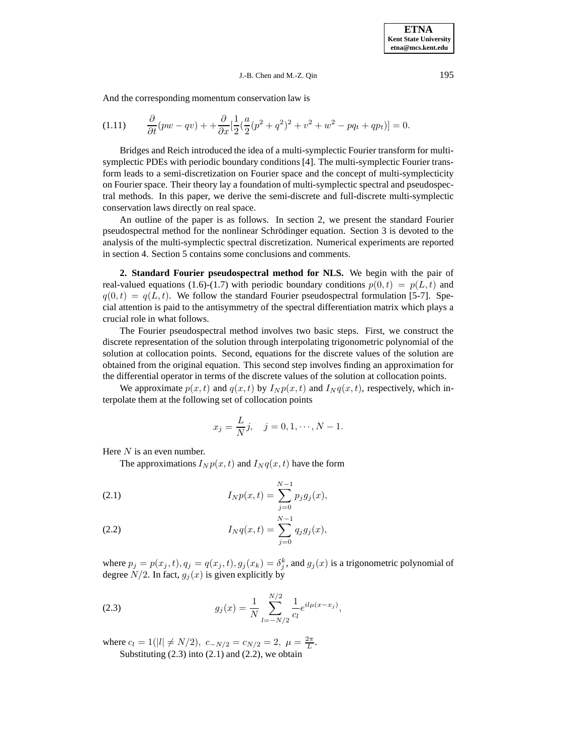And the corresponding momentum conservation law is

$$\frac{\partial}{\partial t}(pw - qv) + +\frac{\partial}{\partial x}[\frac{1}{2}(\frac{a}{2}(p^2+q^2)^2 + v^2 + w^2 - pq_t + qp_t)] = 0. \tag{1.11}$$

Bridges and Reich introduced the idea of a multi-symplectic Fourier transform for multi-symplectic PDEs with periodic boundary conditions [4]. The multi-symplectic Fourier transform leads to a semi-discretization on Fourier space and the concept of multi-symplecticity on Fourier space. Their theory lay a foundation of multi-symplectic spectral and pseudospectral methods. In this paper, we derive the semi-discrete and full-discrete multi-symplectic conservation laws directly on real space.

An outline of the paper is as follows. In section 2, we present the standard Fourier pseudospectral method for the nonlinear Schrödinger equation. Section 3 is devoted to the analysis of the multi-symplectic spectral discretization. Numerical experiments are reported in section 4. Section 5 contains some conclusions and comments.

**2. Standard Fourier pseudospectral method for NLS.** We begin with the pair of real-valued equations (1.6)-(1.7) with periodic boundary conditions $p(0,t) = p(L,t)$ and $q(0,t) = q(L,t)$. We follow the standard Fourier pseudospectral formulation [5-7]. Special attention is paid to the antisymmetry of the spectral differentiation matrix which plays a crucial role in what follows.

The Fourier pseudospectral method involves two basic steps. First, we construct the discrete representation of the solution through interpolating trigonometric polynomial of the solution at collocation points. Second, equations for the discrete values of the solution are obtained from the original equation. This second step involves finding an approximation for the differential operator in terms of the discrete values of the solution at collocation points.

We approximate $p(x,t)$ and $q(x,t)$ by $I_N p(x,t)$ and $I_N q(x,t)$, respectively, which interpolate them at the following set of collocation points

$$x_j = \frac{L}{N}j, \quad j = 0, 1, \cdots, N-1.$$

Here $N$ is an even number.

The approximations $I_N p(x,t)$ and $I_N q(x,t)$ have the form

$$I_N p(x,t) = \sum_{j=0}^{N-1} p_j g_j(x), \tag{2.1}$$

$$I_N q(x,t) = \sum_{j=0}^{N-1} q_j g_j(x), \tag{2.2}$$

where $p_j = p(x_j,t), q_j = q(x_j,t), g_j(x_k) = \delta_j^k$, and $g_j(x)$ is a trigonometric polynomial of degree $N/2$. In fact, $g_j(x)$ is given explicitly by

$$g_j(x) = \frac{1}{N}\sum_{l=-N/2}^{N/2} \frac{1}{c_l} e^{il\mu(x-x_j)}, \tag{2.3}$$

where $c_l = 1(|l| \neq N/2),\ c_{-N/2} = c_{N/2} = 2,\ \mu = \frac{2\pi}{L}$.

Substituting (2.3) into (2.1) and (2.2), we obtain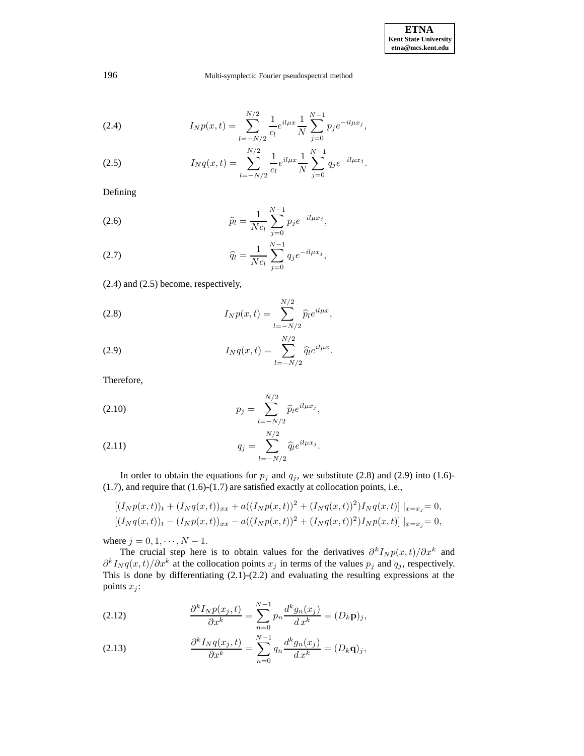$$I_N p(x,t) = \sum_{l=-N/2}^{N/2} \frac{1}{c_l} e^{il\mu x} \frac{1}{N} \sum_{j=0}^{N-1} p_j e^{-il\mu x_j}, \tag{2.4}$$

$$I_N q(x,t) = \sum_{l=-N/2}^{N/2} \frac{1}{c_l} e^{il\mu x} \frac{1}{N} \sum_{j=0}^{N-1} q_j e^{-il\mu x_j}. \tag{2.5}$$

Defining

$$\widehat{p}_l = \frac{1}{Nc_l} \sum_{j=0}^{N-1} p_j e^{-il\mu x_j}, \tag{2.6}$$

$$\widehat{q}_l = \frac{1}{Nc_l} \sum_{j=0}^{N-1} q_j e^{-il\mu x_j}, \tag{2.7}$$

(2.4) and (2.5) become, respectively,

$$I_N p(x,t) = \sum_{l=-N/2}^{N/2} \widehat{p}_l e^{il\mu x}, \tag{2.8}$$

$$I_N q(x,t) = \sum_{l=-N/2}^{N/2} \widehat{q}_l e^{il\mu x}. \tag{2.9}$$

Therefore,

$$p_j = \sum_{l=-N/2}^{N/2} \widehat{p}_l e^{il\mu x_j}, \tag{2.10}$$

$$q_j = \sum_{l=-N/2}^{N/2} \widehat{q}_l e^{il\mu x_j}. \tag{2.11}$$

In order to obtain the equations for $p_j$ and $q_j$, we substitute (2.8) and (2.9) into (1.6)-(1.7), and require that (1.6)-(1.7) are satisfied exactly at collocation points, i.e.,

$$[(I_N p(x,t))_t + (I_N q(x,t))_{xx} + a((I_N p(x,t))^2 + (I_N q(x,t))^2) I_N q(x,t)] \mid_{x=x_j} = 0,$$
$$[(I_N q(x,t))_t - (I_N p(x,t))_{xx} - a((I_N p(x,t))^2 + (I_N q(x,t))^2) I_N p(x,t)] \mid_{x=x_j} = 0,$$

where $j = 0, 1, \cdots, N-1$.

The crucial step here is to obtain values for the derivatives $\partial^k I_N p(x,t)/\partial x^k$ and $\partial^k I_N q(x,t)/\partial x^k$ at the collocation points $x_j$ in terms of the values $p_j$ and $q_j$, respectively. This is done by differentiating (2.1)-(2.2) and evaluating the resulting expressions at the points $x_j$:

$$\frac{\partial^k I_N p(x_j,t)}{\partial x^k} = \sum_{n=0}^{N-1} p_n \frac{d^k g_n(x_j)}{d\, x^k} = (D_k \mathbf{p})_j, \tag{2.12}$$

$$\frac{\partial^k I_N q(x_j,t)}{\partial x^k} = \sum_{n=0}^{N-1} q_n \frac{d^k g_n(x_j)}{d\, x^k} = (D_k \mathbf{q})_j, \tag{2.13}$$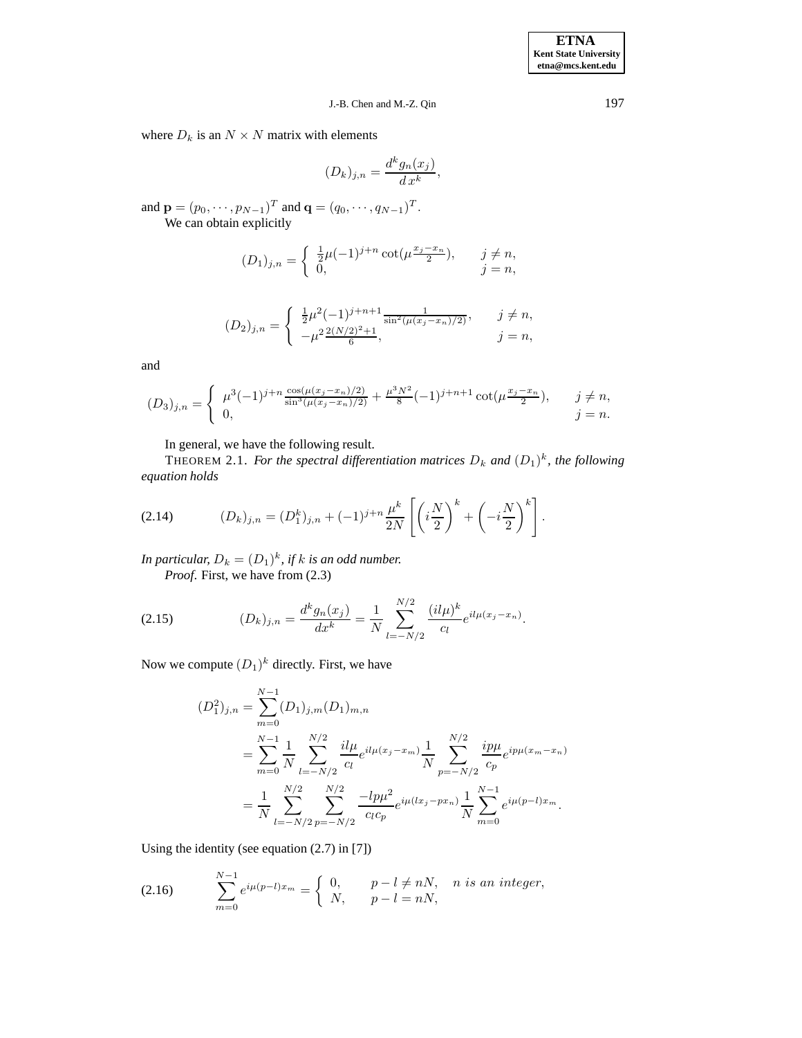where $D_k$ is an $N \times N$ matrix with elements

$$(D_k)_{j,n} = \frac{d^k g_n(x_j)}{d\,x^k},$$

and $\mathbf{p} = (p_0, \cdots, p_{N-1})^T$ and $\mathbf{q} = (q_0, \cdots, q_{N-1})^T$.

We can obtain explicitly

$$(D_1)_{j,n} = \begin{cases} \frac{1}{2}\mu(-1)^{j+n}\cot(\mu\frac{x_j - x_n}{2}), & j \neq n, \\ 0, & j = n, \end{cases}$$

$$(D_2)_{j,n} = \begin{cases} \frac{1}{2}\mu^2(-1)^{j+n+1}\frac{1}{\sin^2(\mu(x_j - x_n)/2)}, & j \neq n, \\ -\mu^2\frac{2(N/2)^2+1}{6}, & j = n, \end{cases}$$

and

$$(D_3)_{j,n} = \begin{cases} \mu^3(-1)^{j+n}\frac{\cos(\mu(x_j-x_n)/2)}{\sin^3(\mu(x_j-x_n)/2)} + \frac{\mu^3 N^2}{8}(-1)^{j+n+1}\cot(\mu\frac{x_j-x_n}{2}), & j \neq n, \\ 0, & j = n. \end{cases}$$

In general, we have the following result.

THEOREM 2.1. *For the spectral differentiation matrices $D_k$ and $(D_1)^k$, the following equation holds*

$$(D_k)_{j,n} = (D_1^k)_{j,n} + (-1)^{j+n}\frac{\mu^k}{2N}\left[\left(i\frac{N}{2}\right)^k + \left(-i\frac{N}{2}\right)^k\right]. \tag{2.14}$$

*In particular, $D_k = (D_1)^k$, if $k$ is an odd number.*

*Proof.* First, we have from (2.3)

$$(D_k)_{j,n} = \frac{d^k g_n(x_j)}{dx^k} = \frac{1}{N}\sum_{l=-N/2}^{N/2}\frac{(il\mu)^k}{c_l}e^{il\mu(x_j-x_n)}. \tag{2.15}$$

Now we compute $(D_1)^k$ directly. First, we have

$$\begin{aligned}
(D_1^2)_{j,n} &= \sum_{m=0}^{N-1}(D_1)_{j,m}(D_1)_{m,n} \\
&= \sum_{m=0}^{N-1}\frac{1}{N}\sum_{l=-N/2}^{N/2}\frac{il\mu}{c_l}e^{il\mu(x_j-x_m)}\frac{1}{N}\sum_{p=-N/2}^{N/2}\frac{ip\mu}{c_p}e^{ip\mu(x_m-x_n)} \\
&= \frac{1}{N}\sum_{l=-N/2}^{N/2}\sum_{p=-N/2}^{N/2}\frac{-lp\mu^2}{c_l c_p}e^{i\mu(lx_j - px_n)}\frac{1}{N}\sum_{m=0}^{N-1}e^{i\mu(p-l)x_m}.
\end{aligned}$$

Using the identity (see equation (2.7) in [7])

$$\sum_{m=0}^{N-1}e^{i\mu(p-l)x_m} = \begin{cases} 0, & p - l \neq nN, \quad n \text{ is an integer}, \\ N, & p - l = nN, \end{cases} \tag{2.16}$$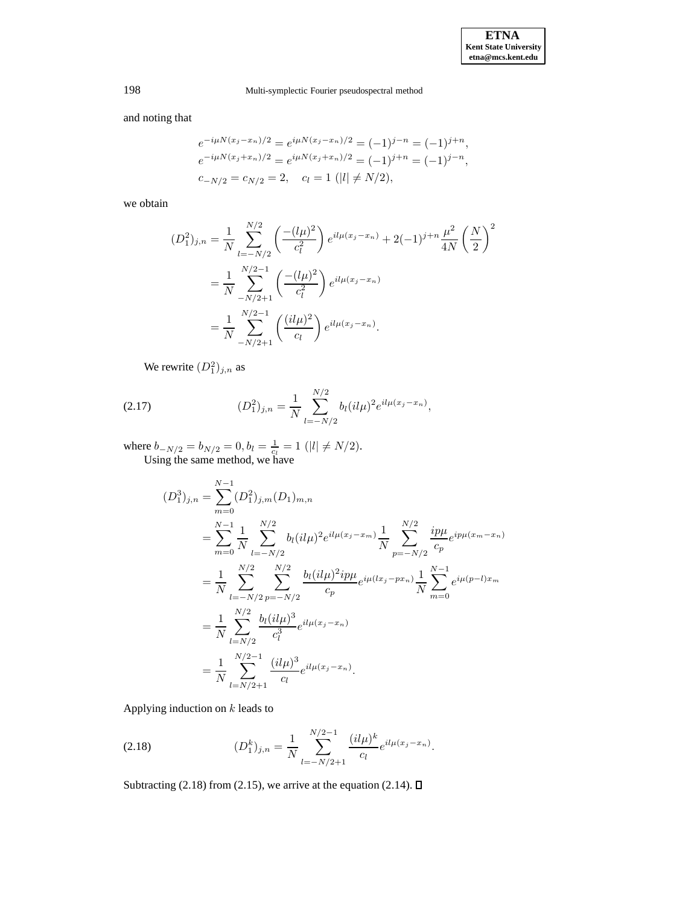and noting that

$$
\begin{aligned}
&e^{-i\mu N(x_j-x_n)/2} = e^{i\mu N(x_j-x_n)/2} = (-1)^{j-n} = (-1)^{j+n}, \\
&e^{-i\mu N(x_j+x_n)/2} = e^{i\mu N(x_j+x_n)/2} = (-1)^{j+n} = (-1)^{j-n}, \\
&c_{-N/2} = c_{N/2} = 2, \quad c_l = 1 \ (|l| \neq N/2),
\end{aligned}
$$

we obtain

$$
\begin{aligned}
(D_1^2)_{j,n} &= \frac{1}{N}\sum_{l=-N/2}^{N/2}\left(\frac{-(l\mu)^2}{c_l^2}\right)e^{il\mu(x_j-x_n)} + 2(-1)^{j+n}\frac{\mu^2}{4N}\left(\frac{N}{2}\right)^2 \\
&= \frac{1}{N}\sum_{-N/2+1}^{N/2-1}\left(\frac{-(l\mu)^2}{c_l^2}\right)e^{il\mu(x_j-x_n)} \\
&= \frac{1}{N}\sum_{-N/2+1}^{N/2-1}\left(\frac{(il\mu)^2}{c_l}\right)e^{il\mu(x_j-x_n)}.
\end{aligned}
$$

We rewrite $(D_1^2)_{j,n}$ as

$$
(D_1^2)_{j,n} = \frac{1}{N}\sum_{l=-N/2}^{N/2} b_l (il\mu)^2 e^{il\mu(x_j-x_n)}, \tag{2.17}
$$

where $b_{-N/2} = b_{N/2} = 0, b_l = \frac{1}{c_l} = 1 \ (|l| \neq N/2)$.

Using the same method, we have

$$
\begin{aligned}
(D_1^3)_{j,n} &= \sum_{m=0}^{N-1}(D_1^2)_{j,m}(D_1)_{m,n} \\
&= \sum_{m=0}^{N-1}\frac{1}{N}\sum_{l=-N/2}^{N/2} b_l(il\mu)^2 e^{il\mu(x_j-x_m)}\frac{1}{N}\sum_{p=-N/2}^{N/2}\frac{ip\mu}{c_p}e^{ip\mu(x_m-x_n)} \\
&= \frac{1}{N}\sum_{l=-N/2}^{N/2}\sum_{p=-N/2}^{N/2}\frac{b_l(il\mu)^2 ip\mu}{c_p}e^{i\mu(lx_j-px_n)}\frac{1}{N}\sum_{m=0}^{N-1}e^{i\mu(p-l)x_m} \\
&= \frac{1}{N}\sum_{l=N/2}^{N/2}\frac{b_l(il\mu)^3}{c_l^3}e^{il\mu(x_j-x_n)} \\
&= \frac{1}{N}\sum_{l=N/2+1}^{N/2-1}\frac{(il\mu)^3}{c_l}e^{il\mu(x_j-x_n)}.
\end{aligned}
$$

Applying induction on $k$ leads to

$$
(D_1^k)_{j,n} = \frac{1}{N}\sum_{l=-N/2+1}^{N/2-1}\frac{(il\mu)^k}{c_l}e^{il\mu(x_j-x_n)}. \tag{2.18}
$$

Subtracting (2.18) from (2.15), we arrive at the equation (2.14). $\square$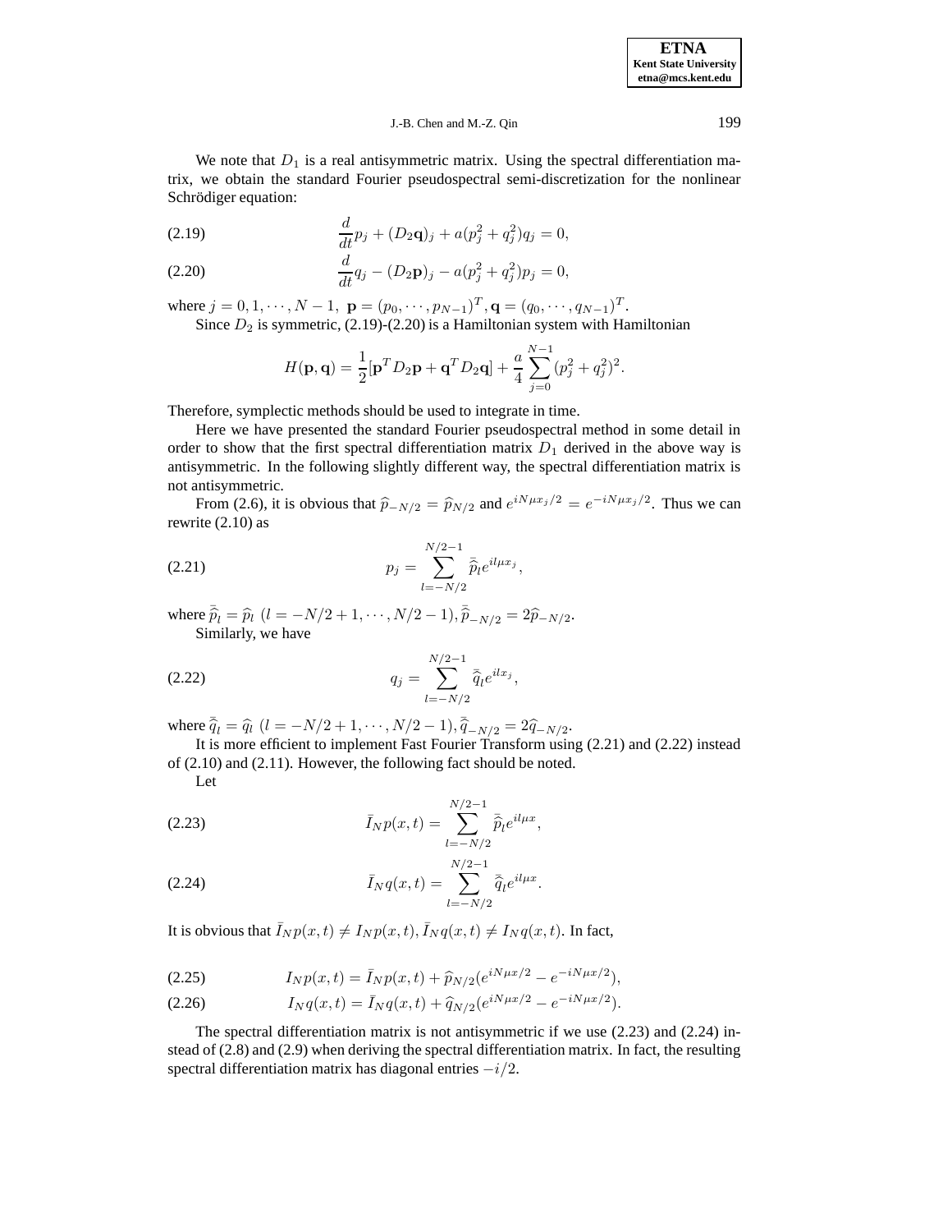We note that $D_1$ is a real antisymmetric matrix. Using the spectral differentiation matrix, we obtain the standard Fourier pseudospectral semi-discretization for the nonlinear Schrödiger equation:

$$\frac{d}{dt}p_j + (D_2\mathbf{q})_j + a(p_j^2 + q_j^2)q_j = 0, \tag{2.19}$$

$$\frac{d}{dt}q_j - (D_2\mathbf{p})_j - a(p_j^2 + q_j^2)p_j = 0, \tag{2.20}$$

where $j = 0, 1, \cdots, N-1,\ \mathbf{p} = (p_0, \cdots, p_{N-1})^T, \mathbf{q} = (q_0, \cdots, q_{N-1})^T$.

Since $D_2$ is symmetric, (2.19)-(2.20) is a Hamiltonian system with Hamiltonian

$$H(\mathbf{p}, \mathbf{q}) = \frac{1}{2}[\mathbf{p}^T D_2 \mathbf{p} + \mathbf{q}^T D_2 \mathbf{q}] + \frac{a}{4}\sum_{j=0}^{N-1}(p_j^2 + q_j^2)^2.$$

Therefore, symplectic methods should be used to integrate in time.

Here we have presented the standard Fourier pseudospectral method in some detail in order to show that the first spectral differentiation matrix $D_1$ derived in the above way is antisymmetric. In the following slightly different way, the spectral differentiation matrix is not antisymmetric.

From (2.6), it is obvious that $\widehat{p}_{-N/2} = \widehat{p}_{N/2}$ and $e^{iN\mu x_j/2} = e^{-iN\mu x_j/2}$. Thus we can rewrite (2.10) as

$$p_j = \sum_{l=-N/2}^{N/2-1} \bar{\widehat{p}}_l e^{il\mu x_j}, \tag{2.21}$$

where $\bar{\widehat{p}}_l = \widehat{p}_l\ (l = -N/2+1, \cdots, N/2-1), \bar{\widehat{p}}_{-N/2} = 2\widehat{p}_{-N/2}$.

Similarly, we have

$$q_j = \sum_{l=-N/2}^{N/2-1} \bar{\widehat{q}}_l e^{ilx_j}, \tag{2.22}$$

where $\bar{\widehat{q}}_l = \widehat{q}_l\ (l = -N/2+1, \cdots, N/2-1), \bar{\widehat{q}}_{-N/2} = 2\widehat{q}_{-N/2}$.

It is more efficient to implement Fast Fourier Transform using (2.21) and (2.22) instead of (2.10) and (2.11). However, the following fact should be noted.

Let

$$\bar{I}_N p(x,t) = \sum_{l=-N/2}^{N/2-1} \bar{\widehat{p}}_l e^{il\mu x}, \tag{2.23}$$

$$\bar{I}_N q(x,t) = \sum_{l=-N/2}^{N/2-1} \bar{\widehat{q}}_l e^{il\mu x}. \tag{2.24}$$

It is obvious that $\bar{I}_N p(x,t) \neq I_N p(x,t), \bar{I}_N q(x,t) \neq I_N q(x,t)$. In fact,

$$I_N p(x,t) = \bar{I}_N p(x,t) + \widehat{p}_{N/2}(e^{iN\mu x/2} - e^{-iN\mu x/2}), \tag{2.25}$$

$$I_N q(x,t) = \bar{I}_N q(x,t) + \widehat{q}_{N/2}(e^{iN\mu x/2} - e^{-iN\mu x/2}). \tag{2.26}$$

The spectral differentiation matrix is not antisymmetric if we use (2.23) and (2.24) instead of (2.8) and (2.9) when deriving the spectral differentiation matrix. In fact, the resulting spectral differentiation matrix has diagonal entries $-i/2$.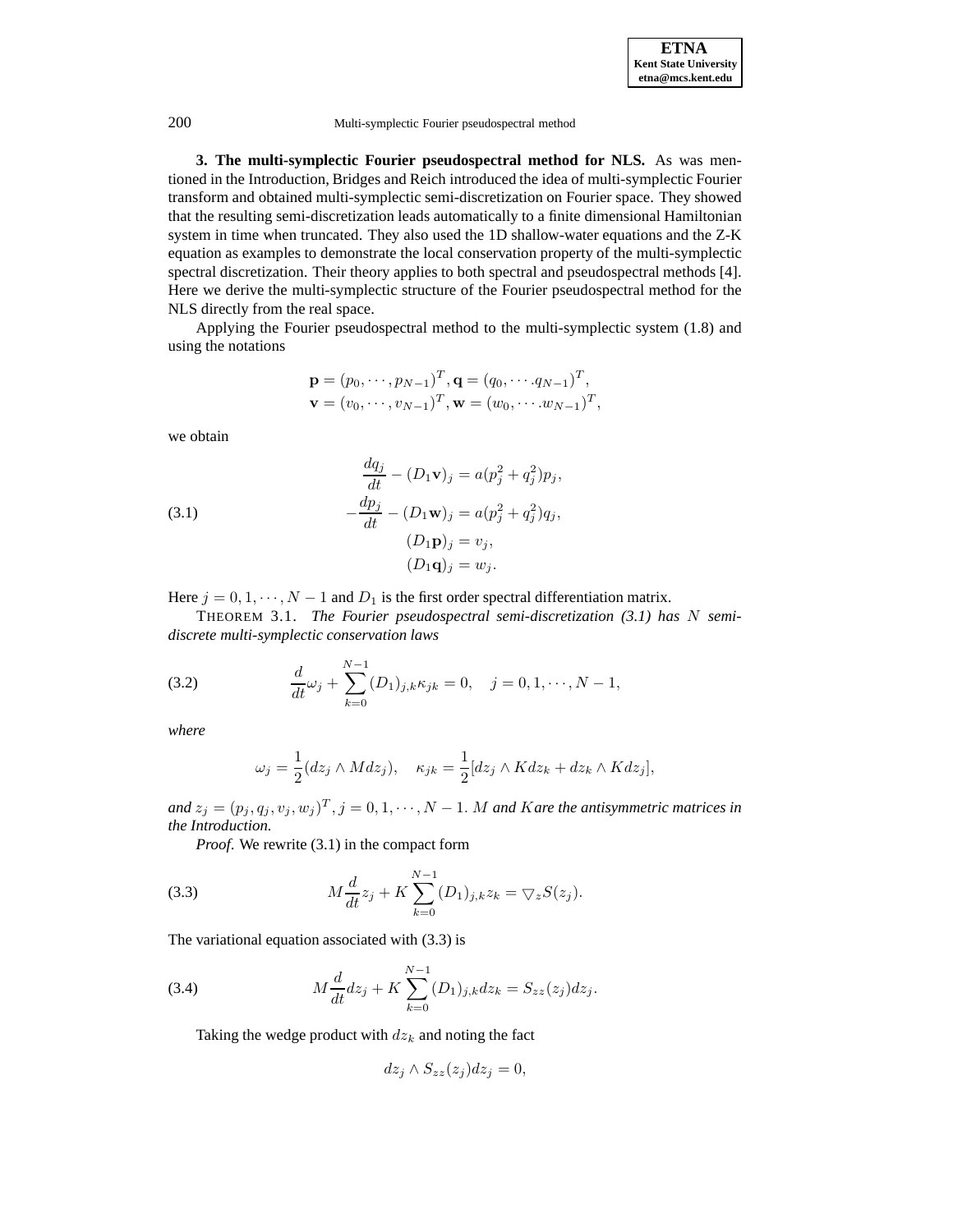**3. The multi-symplectic Fourier pseudospectral method for NLS.** As was mentioned in the Introduction, Bridges and Reich introduced the idea of multi-symplectic Fourier transform and obtained multi-symplectic semi-discretization on Fourier space. They showed that the resulting semi-discretization leads automatically to a finite dimensional Hamiltonian system in time when truncated. They also used the 1D shallow-water equations and the Z-K equation as examples to demonstrate the local conservation property of the multi-symplectic spectral discretization. Their theory applies to both spectral and pseudospectral methods [4]. Here we derive the multi-symplectic structure of the Fourier pseudospectral method for the NLS directly from the real space.

Applying the Fourier pseudospectral method to the multi-symplectic system (1.8) and using the notations

$$\mathbf{p} = (p_0, \cdots, p_{N-1})^T, \mathbf{q} = (q_0, \cdots .q_{N-1})^T,$$
$$\mathbf{v} = (v_0, \cdots, v_{N-1})^T, \mathbf{w} = (w_0, \cdots .w_{N-1})^T,$$

we obtain

$$\begin{aligned} \frac{dq_j}{dt} - (D_1\mathbf{v})_j &= a(p_j^2 + q_j^2)p_j, \\ -\frac{dp_j}{dt} - (D_1\mathbf{w})_j &= a(p_j^2 + q_j^2)q_j, \\ (D_1\mathbf{p})_j &= v_j, \\ (D_1\mathbf{q})_j &= w_j. \end{aligned} \tag{3.1}$$

Here $j = 0, 1, \cdots, N-1$ and $D_1$ is the first order spectral differentiation matrix.

THEOREM 3.1. *The Fourier pseudospectral semi-discretization (3.1) has $N$ semi-discrete multi-symplectic conservation laws*

$$\frac{d}{dt}\omega_j + \sum_{k=0}^{N-1} (D_1)_{j,k}\kappa_{jk} = 0, \quad j = 0, 1, \cdots, N-1, \tag{3.2}$$

*where*

$$\omega_j = \frac{1}{2}(dz_j \wedge M dz_j), \quad \kappa_{jk} = \frac{1}{2}[dz_j \wedge K dz_k + dz_k \wedge K dz_j],$$

*and $z_j = (p_j, q_j, v_j, w_j)^T, j = 0, 1, \cdots, N-1$. $M$ and $K$are the antisymmetric matrices in the Introduction.*

*Proof.* We rewrite (3.1) in the compact form

$$M\frac{d}{dt}z_j + K\sum_{k=0}^{N-1} (D_1)_{j,k} z_k = \bigtriangledown_z S(z_j). \tag{3.3}$$

The variational equation associated with (3.3) is

$$M\frac{d}{dt}dz_j + K\sum_{k=0}^{N-1} (D_1)_{j,k} dz_k = S_{zz}(z_j)dz_j. \tag{3.4}$$

Taking the wedge product with $dz_k$ and noting the fact

$$dz_j \wedge S_{zz}(z_j)dz_j = 0,$$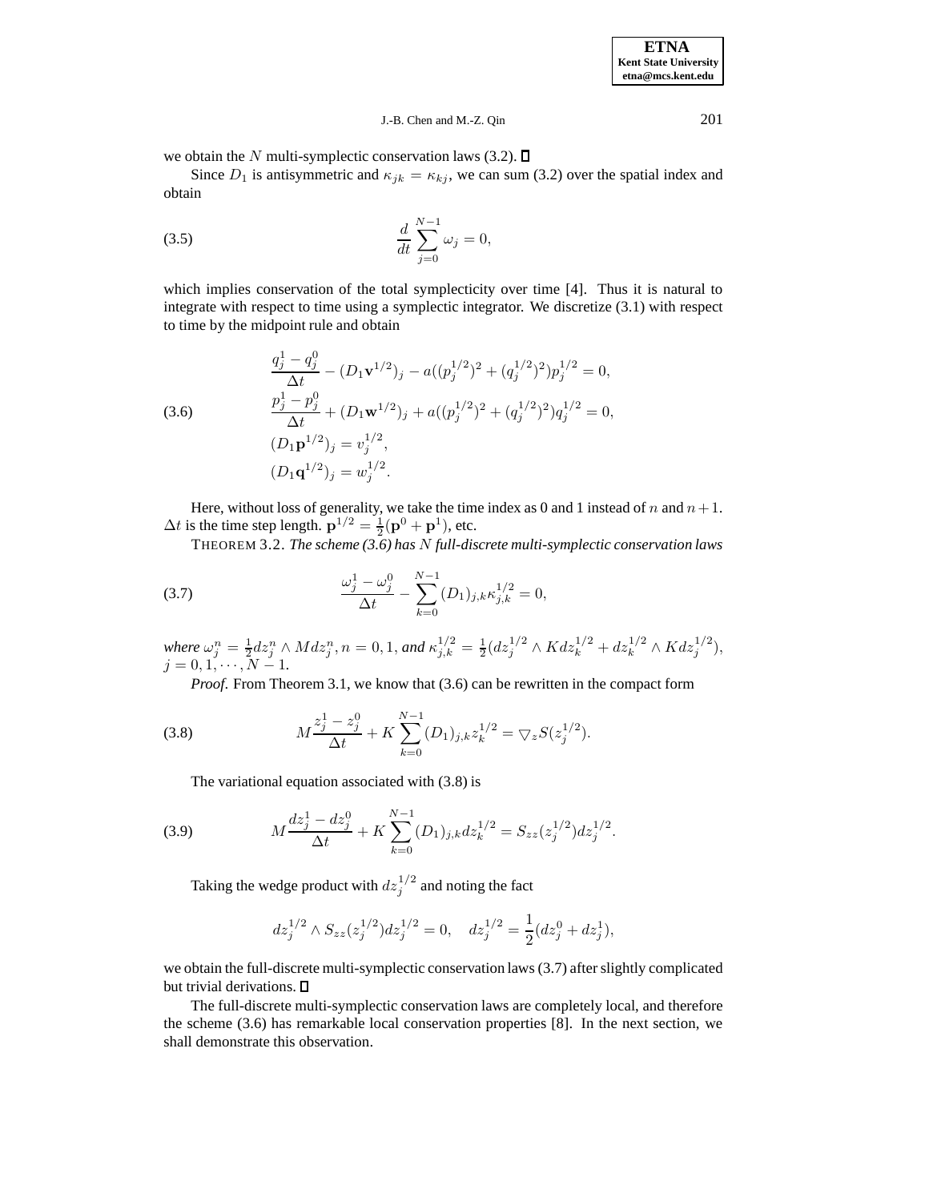we obtain the $N$ multi-symplectic conservation laws (3.2). ∎

Since $D_1$ is antisymmetric and $\kappa_{jk} = \kappa_{kj}$, we can sum (3.2) over the spatial index and obtain

$$\frac{d}{dt}\sum_{j=0}^{N-1} \omega_j = 0, \tag{3.5}$$

which implies conservation of the total symplecticity over time [4]. Thus it is natural to integrate with respect to time using a symplectic integrator. We discretize (3.1) with respect to time by the midpoint rule and obtain

$$\begin{aligned}
&\frac{q_j^1 - q_j^0}{\Delta t} - (D_1\mathbf{v}^{1/2})_j - a((p_j^{1/2})^2 + (q_j^{1/2})^2)p_j^{1/2} = 0,\\
&\frac{p_j^1 - p_j^0}{\Delta t} + (D_1\mathbf{w}^{1/2})_j + a((p_j^{1/2})^2 + (q_j^{1/2})^2)q_j^{1/2} = 0,\\
&(D_1\mathbf{p}^{1/2})_j = v_j^{1/2},\\
&(D_1\mathbf{q}^{1/2})_j = w_j^{1/2}.
\end{aligned} \tag{3.6}$$

Here, without loss of generality, we take the time index as 0 and 1 instead of $n$ and $n+1$. $\Delta t$ is the time step length. $\mathbf{p}^{1/2} = \frac{1}{2}(\mathbf{p}^0 + \mathbf{p}^1)$, etc.

THEOREM 3.2. *The scheme (3.6) has $N$ full-discrete multi-symplectic conservation laws*

$$\frac{\omega_j^1 - \omega_j^0}{\Delta t} - \sum_{k=0}^{N-1}(D_1)_{j,k}\kappa_{j,k}^{1/2} = 0, \tag{3.7}$$

*where* $\omega_j^n = \frac{1}{2}dz_j^n \wedge M dz_j^n$, $n = 0, 1$, *and* $\kappa_{j,k}^{1/2} = \frac{1}{2}(dz_j^{1/2} \wedge K dz_k^{1/2} + dz_k^{1/2} \wedge K dz_j^{1/2})$, $j = 0, 1, \cdots, N-1$.

*Proof.* From Theorem 3.1, we know that (3.6) can be rewritten in the compact form

$$M\frac{z_j^1 - z_j^0}{\Delta t} + K\sum_{k=0}^{N-1}(D_1)_{j,k}z_k^{1/2} = \bigtriangledown_z S(z_j^{1/2}). \tag{3.8}$$

The variational equation associated with (3.8) is

$$M\frac{dz_j^1 - dz_j^0}{\Delta t} + K\sum_{k=0}^{N-1}(D_1)_{j,k}dz_k^{1/2} = S_{zz}(z_j^{1/2})dz_j^{1/2}. \tag{3.9}$$

Taking the wedge product with $dz_j^{1/2}$ and noting the fact

$$dz_j^{1/2} \wedge S_{zz}(z_j^{1/2})dz_j^{1/2} = 0, \quad dz_j^{1/2} = \frac{1}{2}(dz_j^0 + dz_j^1),$$

we obtain the full-discrete multi-symplectic conservation laws (3.7) after slightly complicated but trivial derivations. ∎

The full-discrete multi-symplectic conservation laws are completely local, and therefore the scheme (3.6) has remarkable local conservation properties [8]. In the next section, we shall demonstrate this observation.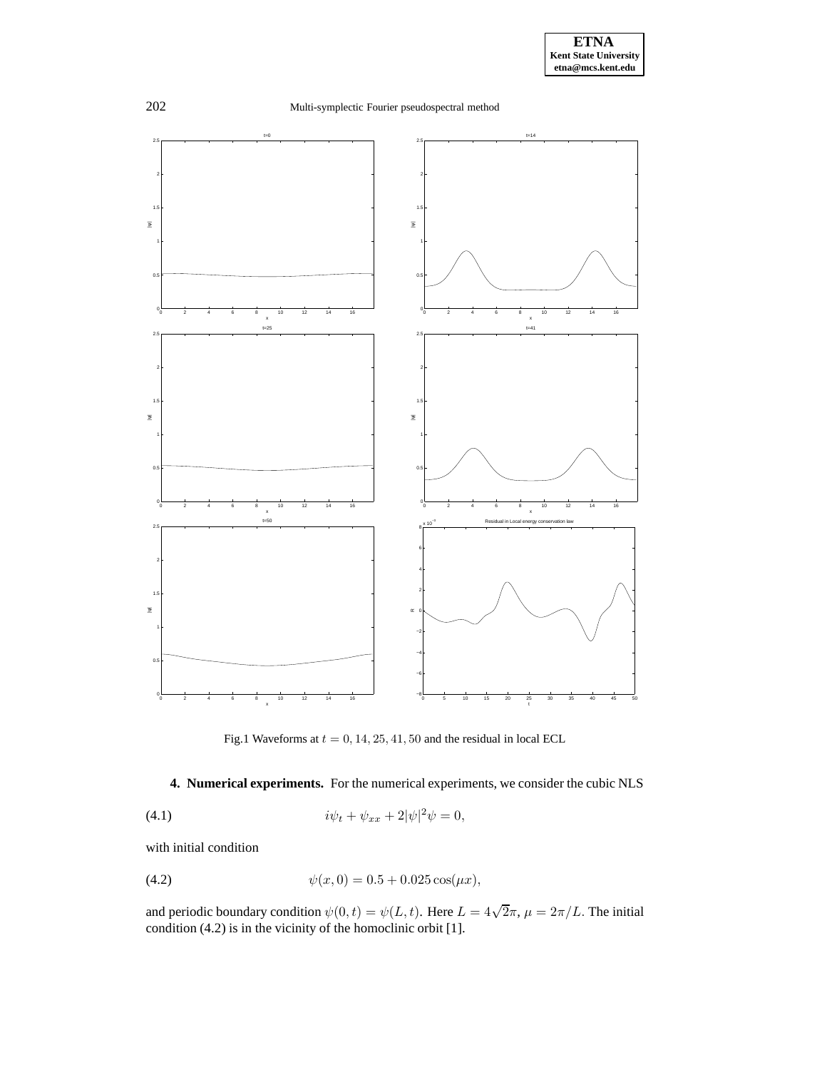Fig.1 Waveforms at $t = 0, 14, 25, 41, 50$ and the residual in local ECL

**4. Numerical experiments.** For the numerical experiments, we consider the cubic NLS

$$i\psi_t + \psi_{xx} + 2|\psi|^2\psi = 0, \tag{4.1}$$

with initial condition

$$\psi(x, 0) = 0.5 + 0.025\cos(\mu x), \tag{4.2}$$

and periodic boundary condition $\psi(0, t) = \psi(L, t)$. Here $L = 4\sqrt{2}\pi$, $\mu = 2\pi/L$. The initial condition (4.2) is in the vicinity of the homoclinic orbit [1].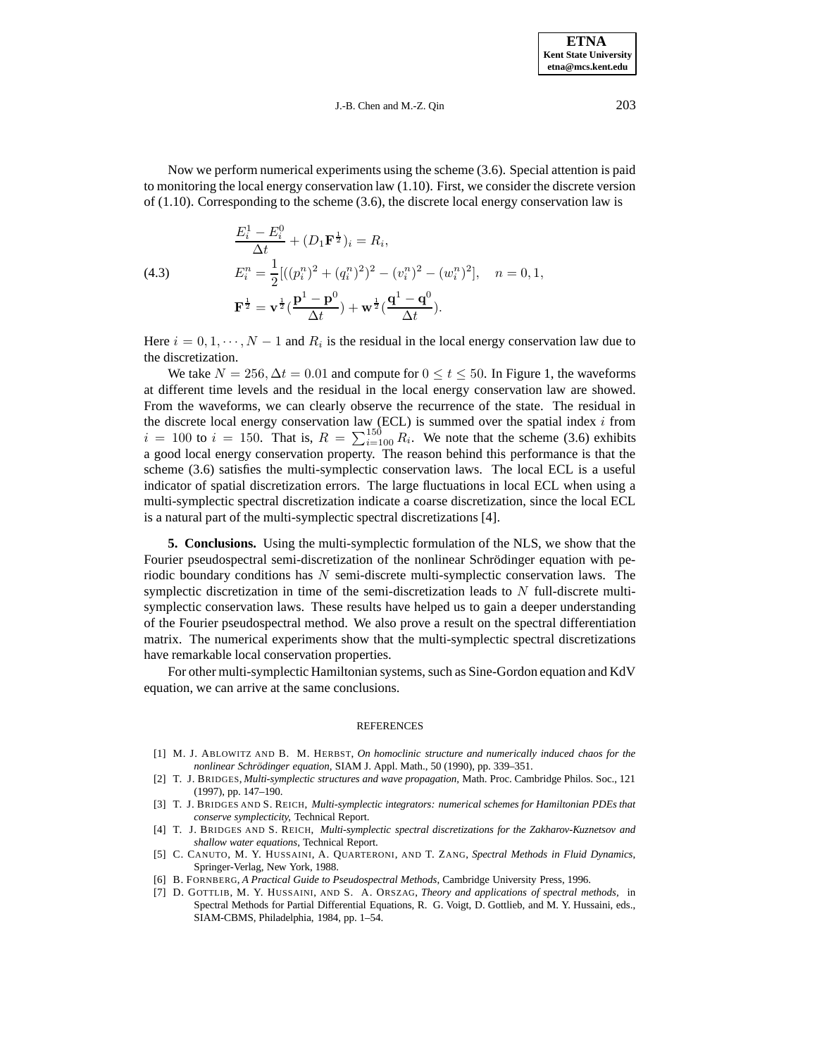Now we perform numerical experiments using the scheme (3.6). Special attention is paid to monitoring the local energy conservation law (1.10). First, we consider the discrete version of (1.10). Corresponding to the scheme (3.6), the discrete local energy conservation law is

$$
\begin{aligned}
&\frac{E_i^1 - E_i^0}{\Delta t} + (D_1 \mathbf{F}^{\frac{1}{2}})_i = R_i, \\
&E_i^n = \frac{1}{2}[((p_i^n)^2 + (q_i^n)^2)^2 - (v_i^n)^2 - (w_i^n)^2], \quad n = 0, 1, \\
&\mathbf{F}^{\frac{1}{2}} = \mathbf{v}^{\frac{1}{2}}(\frac{\mathbf{p}^1 - \mathbf{p}^0}{\Delta t}) + \mathbf{w}^{\frac{1}{2}}(\frac{\mathbf{q}^1 - \mathbf{q}^0}{\Delta t}).
\end{aligned} \tag{4.3}
$$

Here $i = 0, 1, \cdots, N-1$ and $R_i$ is the residual in the local energy conservation law due to the discretization.

We take $N = 256, \Delta t = 0.01$ and compute for $0 \le t \le 50$. In Figure 1, the waveforms at different time levels and the residual in the local energy conservation law are showed. From the waveforms, we can clearly observe the recurrence of the state. The residual in the discrete local energy conservation law (ECL) is summed over the spatial index $i$ from $i = 100$ to $i = 150$. That is, $R = \sum_{i=100}^{150} R_i$. We note that the scheme (3.6) exhibits a good local energy conservation property. The reason behind this performance is that the scheme (3.6) satisfies the multi-symplectic conservation laws. The local ECL is a useful indicator of spatial discretization errors. The large fluctuations in local ECL when using a multi-symplectic spectral discretization indicate a coarse discretization, since the local ECL is a natural part of the multi-symplectic spectral discretizations [4].

**5. Conclusions.** Using the multi-symplectic formulation of the NLS, we show that the Fourier pseudospectral semi-discretization of the nonlinear Schrödinger equation with periodic boundary conditions has $N$ semi-discrete multi-symplectic conservation laws. The symplectic discretization in time of the semi-discretization leads to $N$ full-discrete multi-symplectic conservation laws. These results have helped us to gain a deeper understanding of the Fourier pseudospectral method. We also prove a result on the spectral differentiation matrix. The numerical experiments show that the multi-symplectic spectral discretizations have remarkable local conservation properties.

For other multi-symplectic Hamiltonian systems, such as Sine-Gordon equation and KdV equation, we can arrive at the same conclusions.

## REFERENCES

[1] M. J. Ablowitz and B. M. Herbst, *On homoclinic structure and numerically induced chaos for the nonlinear Schrödinger equation*, SIAM J. Appl. Math., 50 (1990), pp. 339–351.

[2] T. J. Bridges, *Multi-symplectic structures and wave propagation*, Math. Proc. Cambridge Philos. Soc., 121 (1997), pp. 147–190.

[3] T. J. Bridges and S. Reich, *Multi-symplectic integrators: numerical schemes for Hamiltonian PDEs that conserve symplecticity*, Technical Report.

[4] T. J. Bridges and S. Reich, *Multi-symplectic spectral discretizations for the Zakharov-Kuznetsov and shallow water equations*, Technical Report.

[5] C. Canuto, M. Y. Hussaini, A. Quarteroni, and T. Zang, *Spectral Methods in Fluid Dynamics*, Springer-Verlag, New York, 1988.

[6] B. Fornberg, *A Practical Guide to Pseudospectral Methods*, Cambridge University Press, 1996.

[7] D. Gottlib, M. Y. Hussaini, and S. A. Orszag, *Theory and applications of spectral methods*, in Spectral Methods for Partial Differential Equations, R. G. Voigt, D. Gottlieb, and M. Y. Hussaini, eds., SIAM-CBMS, Philadelphia, 1984, pp. 1–54.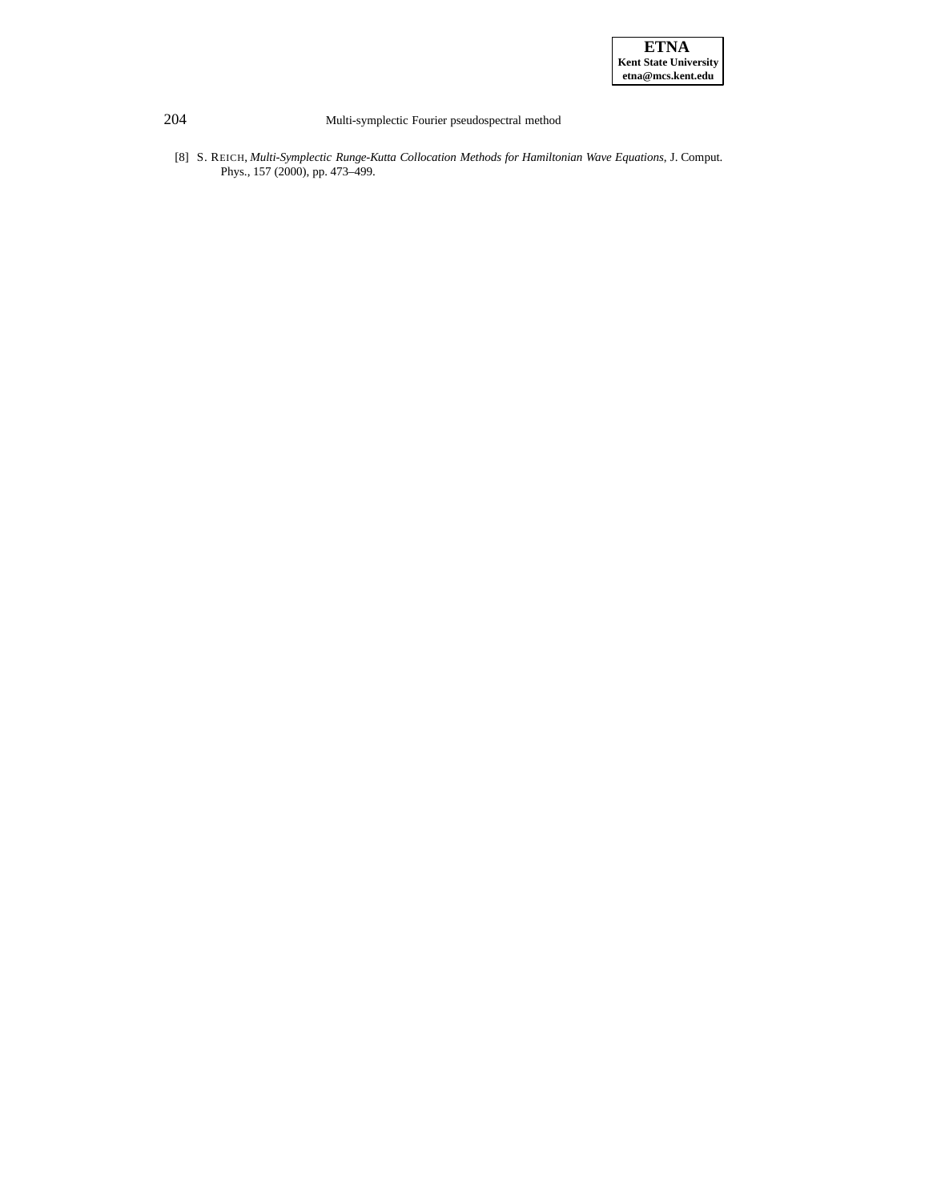[8] S. REICH, *Multi-Symplectic Runge-Kutta Collocation Methods for Hamiltonian Wave Equations*, J. Comput. Phys., 157 (2000), pp. 473–499.